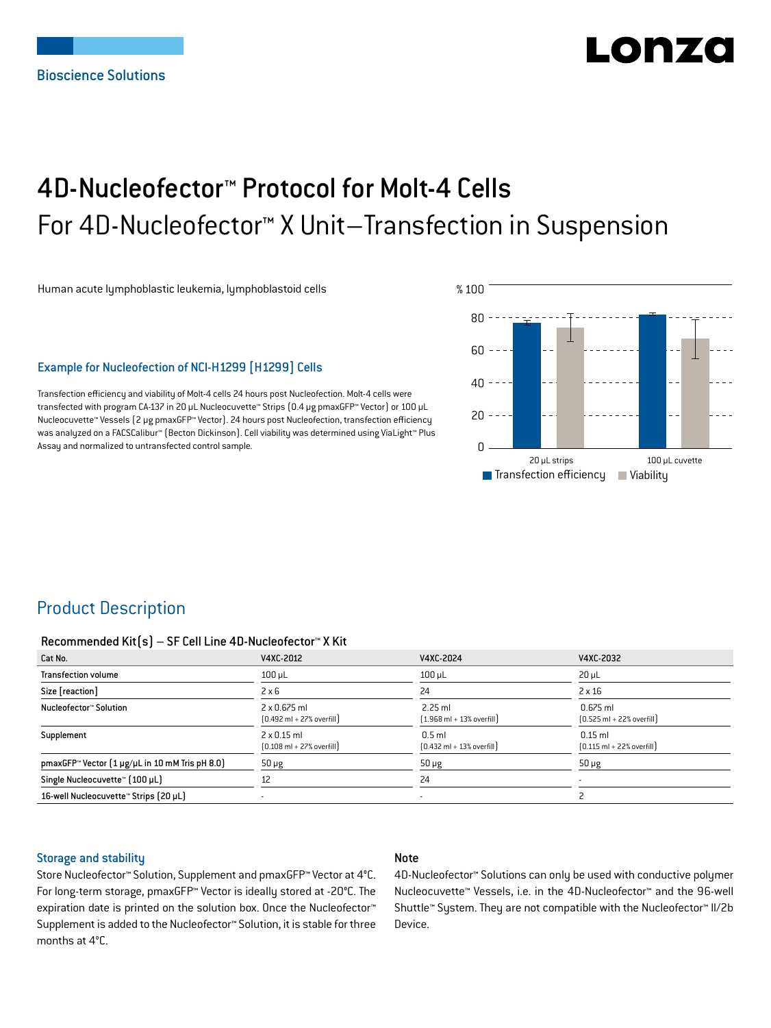Bioscience Solutions

# 4D-Nucleofector™ Protocol for Molt-4 Cells

## For 4D-Nucleofector™ X Unit–Transfection in Suspension

Human acute lymphoblastic leukemia, lymphoblastoid cells

### Example for Nucleofection of NCI-H1299 [H1299] Cells

Transfection efficiency and viability of Molt-4 cells 24 hours post Nucleofection. Molt-4 cells were transfected with program CA-137 in 20 μL Nucleocuvette™ Strips (0.4 μg pmaxGFP™ Vector) or 100 μL Nucleocuvette™ Vessels (2 μg pmaxGFP™ Vector). 24 hours post Nucleofection, transfection efficiency was analyzed on a FACSCalibur™ (Becton Dickinson). Cell viability was determined using ViaLight™ Plus Assay and normalized to untransfected control sample.

## Product Description

#### Recommended Kit(s) – SF Cell Line 4D-Nucleofector™ X Kit

| Cat No. | V4XC-2012 | V4XC-2024 | V4XC-2032 |
|---|---|---|---|
| Transfection volume | 100 μL | 100 μL | 20 μL |
| Size [reaction] | 2 x 6 | 24 | 2 x 16 |
| Nucleofector™ Solution | 2 x 0.675 ml (0.492 ml + 27% overfill) | 2.25 ml (1.968 ml + 13% overfill) | 0.675 ml (0.525 ml + 22% overfill) |
| Supplement | 2 x 0.15 ml (0.108 ml + 27% overfill) | 0.5 ml (0.432 ml + 13% overfill) | 0.15 ml (0.115 ml + 22% overfill) |
| pmaxGFP™ Vector (1 μg/μL in 10 mM Tris pH 8.0) | 50 μg | 50 μg | 50 μg |
| Single Nucleocuvette™ (100 μL) | 12 | 24 | - |
| 16-well Nucleocuvette™ Strips (20 μL) | - | - | 2 |

### Storage and stability

Store Nucleofector™ Solution, Supplement and pmaxGFP™ Vector at 4°C. For long-term storage, pmaxGFP™ Vector is ideally stored at -20°C. The expiration date is printed on the solution box. Once the Nucleofector™ Supplement is added to the Nucleofector™ Solution, it is stable for three months at 4°C.

### Note

4D-Nucleofector™ Solutions can only be used with conductive polymer Nucleocuvette™ Vessels, i.e. in the 4D-Nucleofector™ and the 96-well Shuttle™ System. They are not compatible with the Nucleofector™ II/2b Device.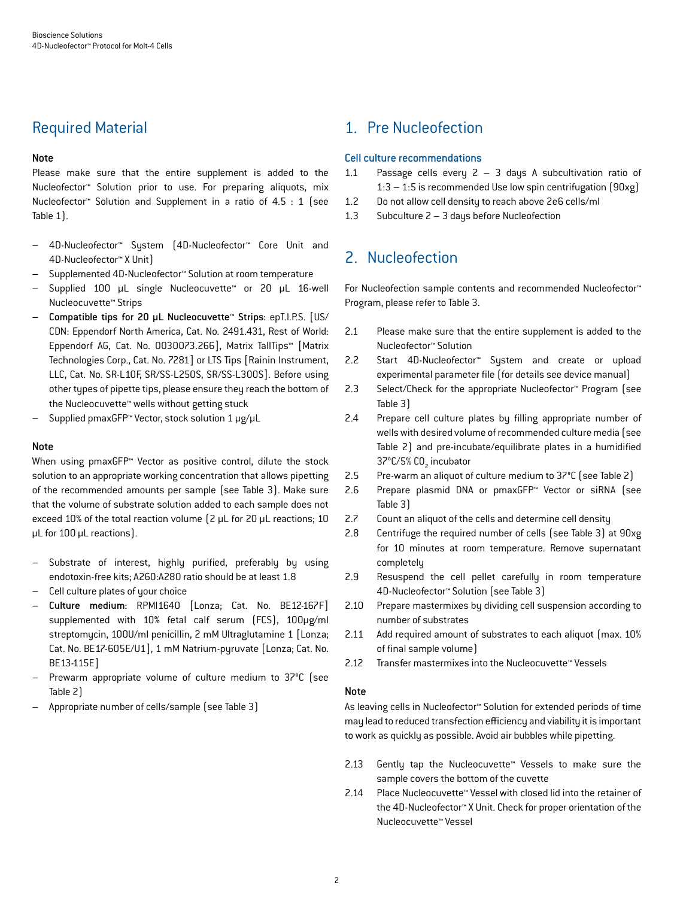## Required Material

#### Note

Please make sure that the entire supplement is added to the Nucleofector™ Solution prior to use. For preparing aliquots, mix Nucleofector™ Solution and Supplement in a ratio of 4.5 : 1 (see Table 1).

- 4D-Nucleofector™ System (4D-Nucleofector™ Core Unit and 4D-Nucleofector™ X Unit)
- Supplemented 4D-Nucleofector™ Solution at room temperature
- Supplied 100 µL single Nucleocuvette™ or 20 µL 16-well Nucleocuvette™ Strips
- **Compatible tips for 20 µL Nucleocuvette™ Strips:** epT.I.P.S. [US/CDN: Eppendorf North America, Cat. No. 2491.431, Rest of World: Eppendorf AG, Cat. No. 0030073.266], Matrix TallTips™ [Matrix Technologies Corp., Cat. No. 7281] or LTS Tips [Rainin Instrument, LLC, Cat. No. SR-L10F, SR/SS-L250S, SR/SS-L300S]. Before using other types of pipette tips, please ensure they reach the bottom of the Nucleocuvette™ wells without getting stuck
- Supplied pmaxGFP™ Vector, stock solution 1 µg/µL

#### Note

When using pmaxGFP™ Vector as positive control, dilute the stock solution to an appropriate working concentration that allows pipetting of the recommended amounts per sample (see Table 3). Make sure that the volume of substrate solution added to each sample does not exceed 10% of the total reaction volume (2 µL for 20 µL reactions; 10 µL for 100 µL reactions).

- Substrate of interest, highly purified, preferably by using endotoxin-free kits; A260:A280 ratio should be at least 1.8
- Cell culture plates of your choice
- **Culture medium:** RPMI1640 [Lonza; Cat. No. BE12-167F] supplemented with 10% fetal calf serum (FCS), 100µg/ml streptomycin, 100U/ml penicillin, 2 mM Ultraglutamine 1 [Lonza; Cat. No. BE17-605E/U1], 1 mM Natrium-pyruvate [Lonza; Cat. No. BE13-115E]
- Prewarm appropriate volume of culture medium to 37°C (see Table 2)
- Appropriate number of cells/sample (see Table 3)

## 1. Pre Nucleofection

### Cell culture recommendations

1.1 Passage cells every 2 – 3 days A subcultivation ratio of 1:3 – 1:5 is recommended Use low spin centrifugation (90xg)

1.2 Do not allow cell density to reach above 2e6 cells/ml

1.3 Subculture 2 – 3 days before Nucleofection

## 2. Nucleofection

For Nucleofection sample contents and recommended Nucleofector™ Program, please refer to Table 3.

2.1 Please make sure that the entire supplement is added to the Nucleofector™ Solution

2.2 Start 4D-Nucleofector™ System and create or upload experimental parameter file (for details see device manual)

2.3 Select/Check for the appropriate Nucleofector™ Program (see Table 3)

2.4 Prepare cell culture plates by filling appropriate number of wells with desired volume of recommended culture media (see Table 2) and pre-incubate/equilibrate plates in a humidified 37°C/5% $CO_2$ incubator

2.5 Pre-warm an aliquot of culture medium to 37°C (see Table 2)

2.6 Prepare plasmid DNA or pmaxGFP™ Vector or siRNA (see Table 3)

2.7 Count an aliquot of the cells and determine cell density

2.8 Centrifuge the required number of cells (see Table 3) at 90xg for 10 minutes at room temperature. Remove supernatant completely

2.9 Resuspend the cell pellet carefully in room temperature 4D-Nucleofector™ Solution (see Table 3)

2.10 Prepare mastermixes by dividing cell suspension according to number of substrates

2.11 Add required amount of substrates to each aliquot (max. 10% of final sample volume)

2.12 Transfer mastermixes into the Nucleocuvette™ Vessels

#### Note

As leaving cells in Nucleofector™ Solution for extended periods of time may lead to reduced transfection efficiency and viability it is important to work as quickly as possible. Avoid air bubbles while pipetting.

2.13 Gently tap the Nucleocuvette™ Vessels to make sure the sample covers the bottom of the cuvette

2.14 Place Nucleocuvette™ Vessel with closed lid into the retainer of the 4D-Nucleofector™ X Unit. Check for proper orientation of the Nucleocuvette™ Vessel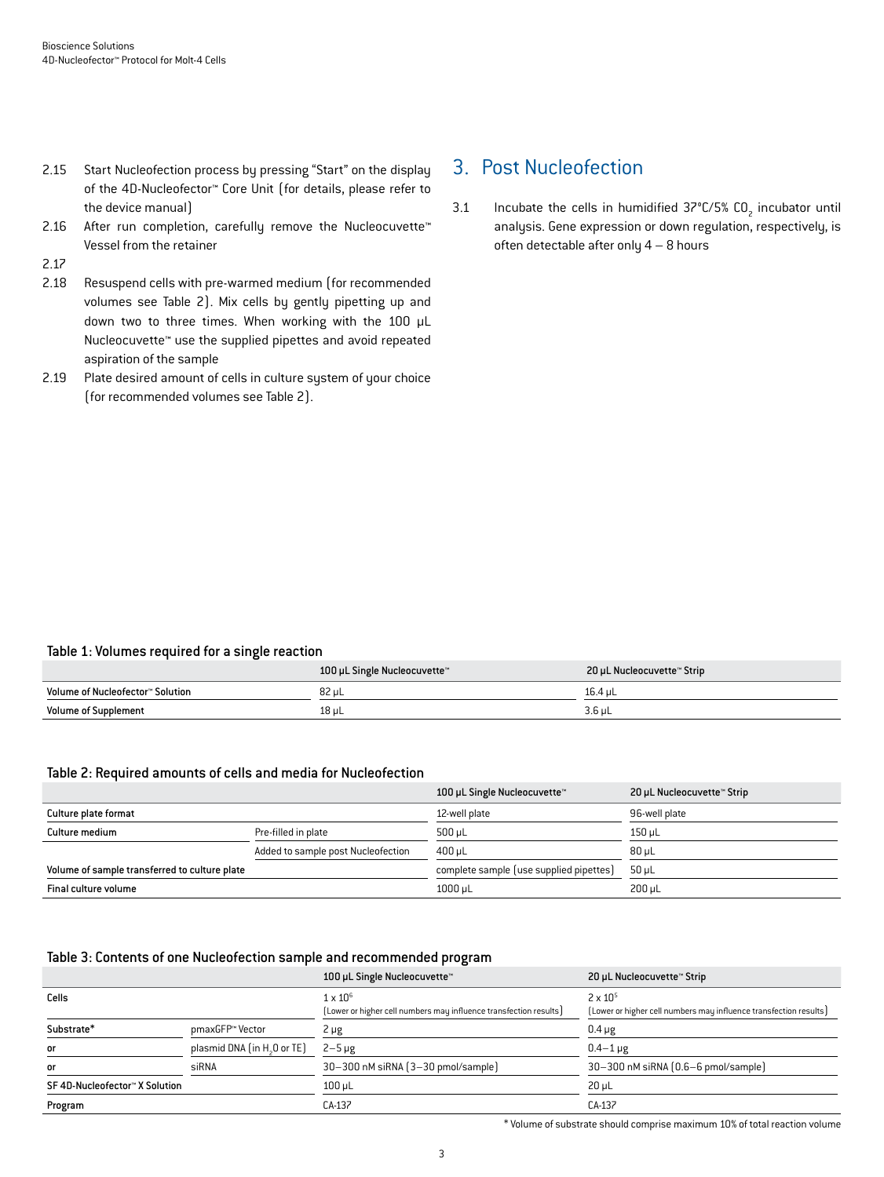2.15 Start Nucleofection process by pressing "Start" on the display of the 4D-Nucleofector™ Core Unit (for details, please refer to the device manual)

2.16 After run completion, carefully remove the Nucleocuvette™ Vessel from the retainer

2.17

2.18 Resuspend cells with pre-warmed medium (for recommended volumes see Table 2). Mix cells by gently pipetting up and down two to three times. When working with the 100 µL Nucleocuvette™ use the supplied pipettes and avoid repeated aspiration of the sample

2.19 Plate desired amount of cells in culture system of your choice (for recommended volumes see Table 2).

## 3. Post Nucleofection

3.1 Incubate the cells in humidified 37°C/5% $CO_2$ incubator until analysis. Gene expression or down regulation, respectively, is often detectable after only 4 – 8 hours

### Table 1: Volumes required for a single reaction

| | 100 µL Single Nucleocuvette™ | 20 µL Nucleocuvette™ Strip |
|---|---|---|
| Volume of Nucleofector™ Solution | 82 µL | 16.4 µL |
| Volume of Supplement | 18 µL | 3.6 µL |

### Table 2: Required amounts of cells and media for Nucleofection

| | | 100 µL Single Nucleocuvette™ | 20 µL Nucleocuvette™ Strip |
|---|---|---|---|
| Culture plate format | | 12-well plate | 96-well plate |
| Culture medium | Pre-filled in plate | 500 µL | 150 µL |
| | Added to sample post Nucleofection | 400 µL | 80 µL |
| Volume of sample transferred to culture plate | | complete sample (use supplied pipettes) | 50 µL |
| Final culture volume | | 1000 µL | 200 µL |

### Table 3: Contents of one Nucleofection sample and recommended program

| | | 100 µL Single Nucleocuvette™ | 20 µL Nucleocuvette™ Strip |
|---|---|---|---|
| Cells | | $1 \times 10^6$ (Lower or higher cell numbers may influence transfection results) | $2 \times 10^5$ (Lower or higher cell numbers may influence transfection results) |
| Substrate* | pmaxGFP™ Vector | 2 µg | 0.4 µg |
| or | plasmid DNA (in $H_2O$ or TE) | 2–5 µg | 0.4–1 µg |
| or | siRNA | 30–300 nM siRNA (3–30 pmol/sample) | 30–300 nM siRNA (0.6–6 pmol/sample) |
| SF 4D-Nucleofector™ X Solution | | 100 µL | 20 µL |
| Program | | CA-137 | CA-137 |

* Volume of substrate should comprise maximum 10% of total reaction volume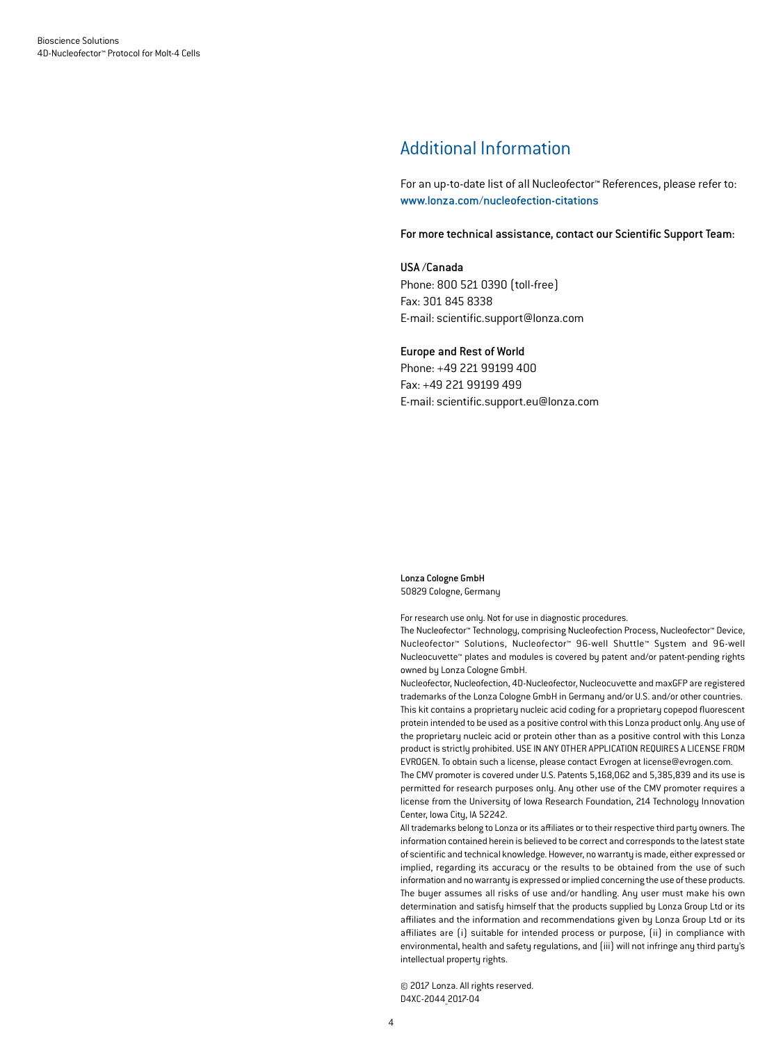## Additional Information

For an up-to-date list of all Nucleofector™ References, please refer to:
www.lonza.com/nucleofection-citations

**For more technical assistance, contact our Scientific Support Team:**

**USA /Canada**
Phone: 800 521 0390 (toll-free)
Fax: 301 845 8338
E-mail: scientific.support@lonza.com

**Europe and Rest of World**
Phone: +49 221 99199 400
Fax: +49 221 99199 499
E-mail: scientific.support.eu@lonza.com

**Lonza Cologne GmbH**
50829 Cologne, Germany

For research use only. Not for use in diagnostic procedures.
The Nucleofector™ Technology, comprising Nucleofection Process, Nucleofector™ Device, Nucleofector™ Solutions, Nucleofector™ 96-well Shuttle™ System and 96-well Nucleocuvette™ plates and modules is covered by patent and/or patent-pending rights owned by Lonza Cologne GmbH.
Nucleofector, Nucleofection, 4D-Nucleofector, Nucleocuvette and maxGFP are registered trademarks of the Lonza Cologne GmbH in Germany and/or U.S. and/or other countries.
This kit contains a proprietary nucleic acid coding for a proprietary copepod fluorescent protein intended to be used as a positive control with this Lonza product only. Any use of the proprietary nucleic acid or protein other than as a positive control with this Lonza product is strictly prohibited. USE IN ANY OTHER APPLICATION REQUIRES A LICENSE FROM EVROGEN. To obtain such a license, please contact Evrogen at license@evrogen.com.
The CMV promoter is covered under U.S. Patents 5,168,062 and 5,385,839 and its use is permitted for research purposes only. Any other use of the CMV promoter requires a license from the University of Iowa Research Foundation, 214 Technology Innovation Center, Iowa City, IA 52242.
All trademarks belong to Lonza or its affiliates or to their respective third party owners. The information contained herein is believed to be correct and corresponds to the latest state of scientific and technical knowledge. However, no warranty is made, either expressed or implied, regarding its accuracy or the results to be obtained from the use of such information and no warranty is expressed or implied concerning the use of these products. The buyer assumes all risks of use and/or handling. Any user must make his own determination and satisfy himself that the products supplied by Lonza Group Ltd or its affiliates and the information and recommendations given by Lonza Group Ltd or its affiliates are (i) suitable for intended process or purpose, (ii) in compliance with environmental, health and safety regulations, and (iii) will not infringe any third party's intellectual property rights.

© 2017 Lonza. All rights reserved.
D4XC-2044_2017-04